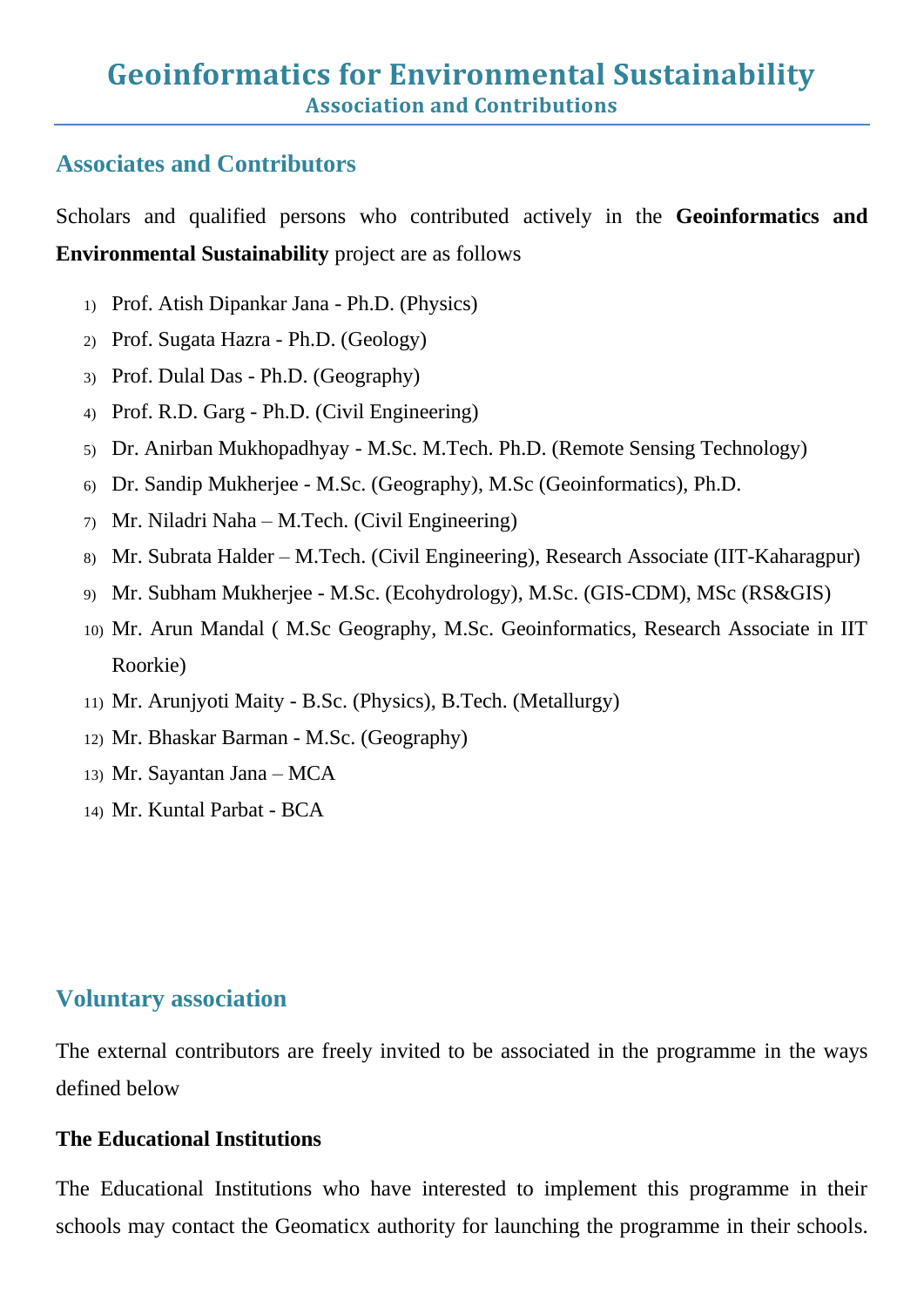# Geoinformatics for Environmental Sustainability

### Association and Contributions

## Associates and Contributors

Scholars and qualified persons who contributed actively in the **Geoinformatics and Environmental Sustainability** project are as follows

1) Prof. Atish Dipankar Jana - Ph.D. (Physics)
2) Prof. Sugata Hazra - Ph.D. (Geology)
3) Prof. Dulal Das - Ph.D. (Geography)
4) Prof. R.D. Garg - Ph.D. (Civil Engineering)
5) Dr. Anirban Mukhopadhyay - M.Sc. M.Tech. Ph.D. (Remote Sensing Technology)
6) Dr. Sandip Mukherjee - M.Sc. (Geography), M.Sc (Geoinformatics), Ph.D.
7) Mr. Niladri Naha – M.Tech. (Civil Engineering)
8) Mr. Subrata Halder – M.Tech. (Civil Engineering), Research Associate (IIT-Kaharagpur)
9) Mr. Subham Mukherjee - M.Sc. (Ecohydrology), M.Sc. (GIS-CDM), MSc (RS&GIS)
10) Mr. Arun Mandal ( M.Sc Geography, M.Sc. Geoinformatics, Research Associate in IIT Roorkie)
11) Mr. Arunjyoti Maity - B.Sc. (Physics), B.Tech. (Metallurgy)
12) Mr. Bhaskar Barman - M.Sc. (Geography)
13) Mr. Sayantan Jana – MCA
14) Mr. Kuntal Parbat - BCA

## Voluntary association

The external contributors are freely invited to be associated in the programme in the ways defined below

**The Educational Institutions**

The Educational Institutions who have interested to implement this programme in their schools may contact the Geomaticx authority for launching the programme in their schools.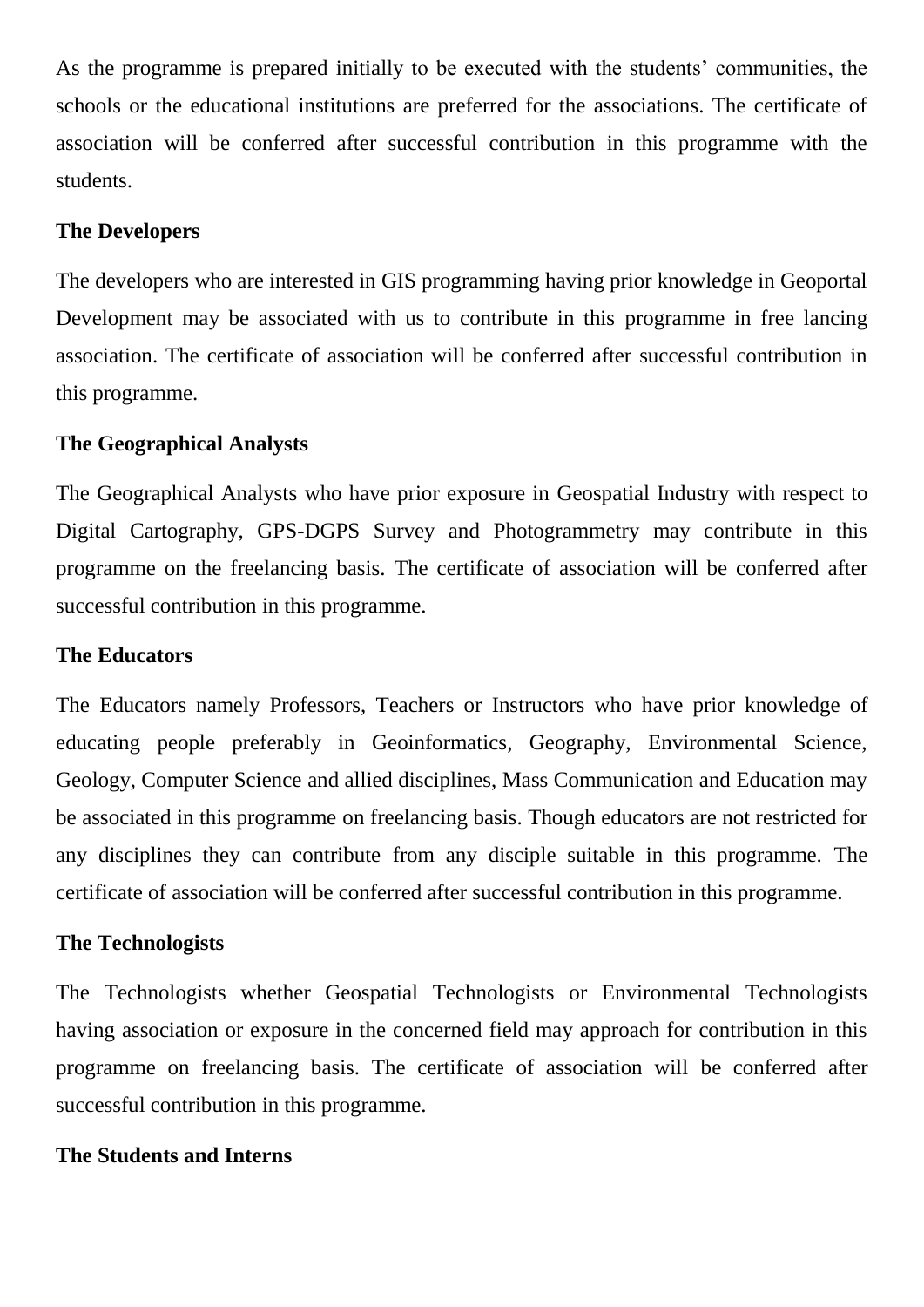As the programme is prepared initially to be executed with the students' communities, the schools or the educational institutions are preferred for the associations. The certificate of association will be conferred after successful contribution in this programme with the students.

**The Developers**

The developers who are interested in GIS programming having prior knowledge in Geoportal Development may be associated with us to contribute in this programme in free lancing association. The certificate of association will be conferred after successful contribution in this programme.

**The Geographical Analysts**

The Geographical Analysts who have prior exposure in Geospatial Industry with respect to Digital Cartography, GPS-DGPS Survey and Photogrammetry may contribute in this programme on the freelancing basis. The certificate of association will be conferred after successful contribution in this programme.

**The Educators**

The Educators namely Professors, Teachers or Instructors who have prior knowledge of educating people preferably in Geoinformatics, Geography, Environmental Science, Geology, Computer Science and allied disciplines, Mass Communication and Education may be associated in this programme on freelancing basis. Though educators are not restricted for any disciplines they can contribute from any disciple suitable in this programme. The certificate of association will be conferred after successful contribution in this programme.

**The Technologists**

The Technologists whether Geospatial Technologists or Environmental Technologists having association or exposure in the concerned field may approach for contribution in this programme on freelancing basis. The certificate of association will be conferred after successful contribution in this programme.

**The Students and Interns**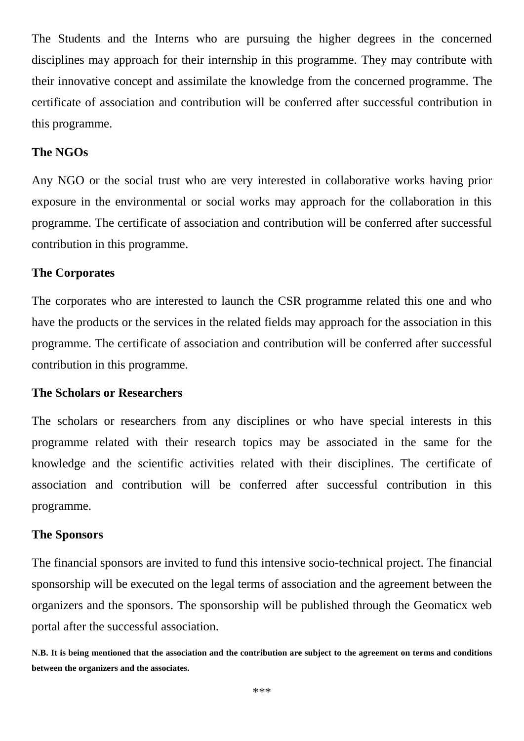The Students and the Interns who are pursuing the higher degrees in the concerned disciplines may approach for their internship in this programme. They may contribute with their innovative concept and assimilate the knowledge from the concerned programme. The certificate of association and contribution will be conferred after successful contribution in this programme.

**The NGOs**

Any NGO or the social trust who are very interested in collaborative works having prior exposure in the environmental or social works may approach for the collaboration in this programme. The certificate of association and contribution will be conferred after successful contribution in this programme.

**The Corporates**

The corporates who are interested to launch the CSR programme related this one and who have the products or the services in the related fields may approach for the association in this programme. The certificate of association and contribution will be conferred after successful contribution in this programme.

**The Scholars or Researchers**

The scholars or researchers from any disciplines or who have special interests in this programme related with their research topics may be associated in the same for the knowledge and the scientific activities related with their disciplines. The certificate of association and contribution will be conferred after successful contribution in this programme.

**The Sponsors**

The financial sponsors are invited to fund this intensive socio-technical project. The financial sponsorship will be executed on the legal terms of association and the agreement between the organizers and the sponsors. The sponsorship will be published through the Geomaticx web portal after the successful association.

**N.B. It is being mentioned that the association and the contribution are subject to the agreement on terms and conditions between the organizers and the associates.**

***